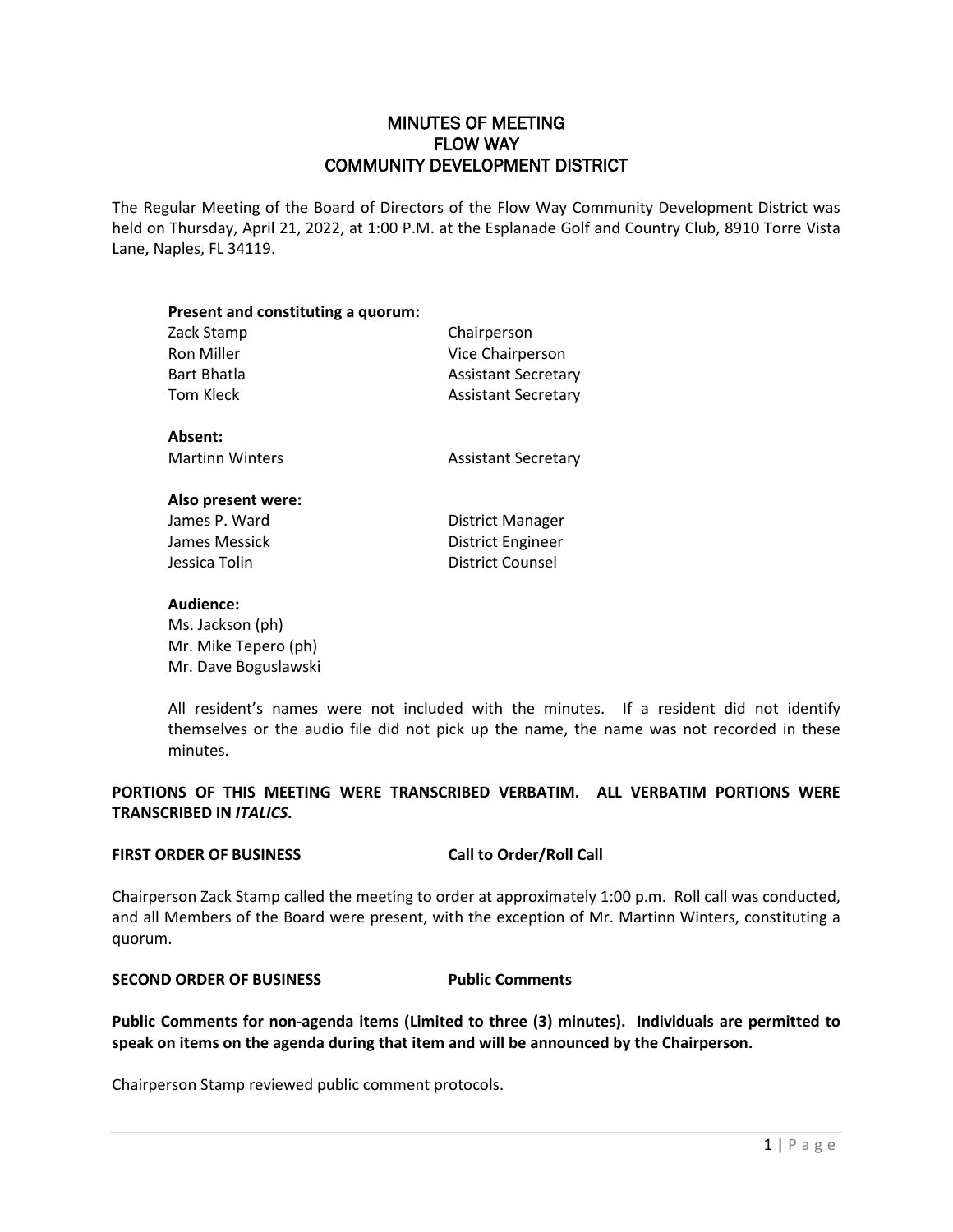# MINUTES OF MEETING
# FLOW WAY
# COMMUNITY DEVELOPMENT DISTRICT

The Regular Meeting of the Board of Directors of the Flow Way Community Development District was held on Thursday, April 21, 2022, at 1:00 P.M. at the Esplanade Golf and Country Club, 8910 Torre Vista Lane, Naples, FL 34119.

**Present and constituting a quorum:**

| | |
|---|---|
| Zack Stamp | Chairperson |
| Ron Miller | Vice Chairperson |
| Bart Bhatla | Assistant Secretary |
| Tom Kleck | Assistant Secretary |

**Absent:**

| | |
|---|---|
| Martinn Winters | Assistant Secretary |

**Also present were:**

| | |
|---|---|
| James P. Ward | District Manager |
| James Messick | District Engineer |
| Jessica Tolin | District Counsel |

**Audience:**

Ms. Jackson (ph)
Mr. Mike Tepero (ph)
Mr. Dave Boguslawski

All resident's names were not included with the minutes. If a resident did not identify themselves or the audio file did not pick up the name, the name was not recorded in these minutes.

**PORTIONS OF THIS MEETING WERE TRANSCRIBED VERBATIM. ALL VERBATIM PORTIONS WERE TRANSCRIBED IN *ITALICS*.**

**FIRST ORDER OF BUSINESS — Call to Order/Roll Call**

Chairperson Zack Stamp called the meeting to order at approximately 1:00 p.m. Roll call was conducted, and all Members of the Board were present, with the exception of Mr. Martinn Winters, constituting a quorum.

**SECOND ORDER OF BUSINESS — Public Comments**

**Public Comments for non-agenda items (Limited to three (3) minutes). Individuals are permitted to speak on items on the agenda during that item and will be announced by the Chairperson.**

Chairperson Stamp reviewed public comment protocols.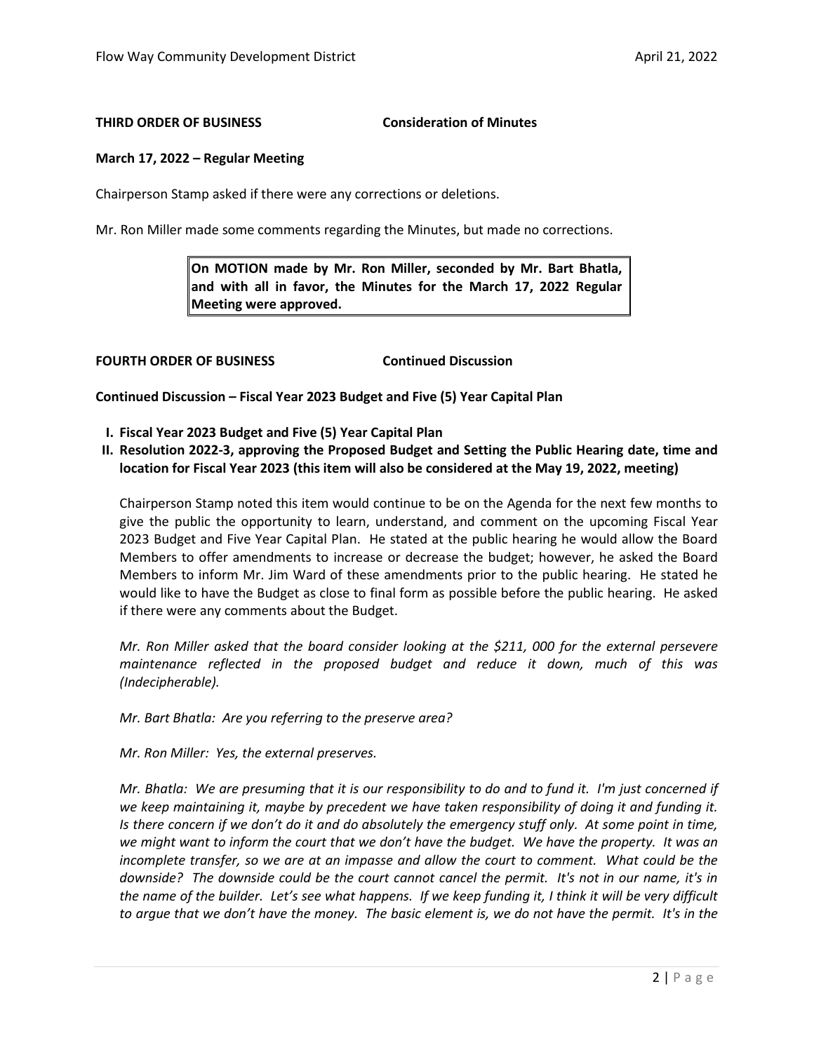**THIRD ORDER OF BUSINESS** **Consideration of Minutes**

**March 17, 2022 – Regular Meeting**

Chairperson Stamp asked if there were any corrections or deletions.

Mr. Ron Miller made some comments regarding the Minutes, but made no corrections.

> **On MOTION made by Mr. Ron Miller, seconded by Mr. Bart Bhatla, and with all in favor, the Minutes for the March 17, 2022 Regular Meeting were approved.**

**FOURTH ORDER OF BUSINESS** **Continued Discussion**

**Continued Discussion – Fiscal Year 2023 Budget and Five (5) Year Capital Plan**

- **I. Fiscal Year 2023 Budget and Five (5) Year Capital Plan**
- **II. Resolution 2022-3, approving the Proposed Budget and Setting the Public Hearing date, time and location for Fiscal Year 2023 (this item will also be considered at the May 19, 2022, meeting)**

Chairperson Stamp noted this item would continue to be on the Agenda for the next few months to give the public the opportunity to learn, understand, and comment on the upcoming Fiscal Year 2023 Budget and Five Year Capital Plan. He stated at the public hearing he would allow the Board Members to offer amendments to increase or decrease the budget; however, he asked the Board Members to inform Mr. Jim Ward of these amendments prior to the public hearing. He stated he would like to have the Budget as close to final form as possible before the public hearing. He asked if there were any comments about the Budget.

*Mr. Ron Miller asked that the board consider looking at the $211, 000 for the external persevere maintenance reflected in the proposed budget and reduce it down, much of this was (Indecipherable).*

*Mr. Bart Bhatla: Are you referring to the preserve area?*

*Mr. Ron Miller: Yes, the external preserves.*

*Mr. Bhatla: We are presuming that it is our responsibility to do and to fund it. I'm just concerned if we keep maintaining it, maybe by precedent we have taken responsibility of doing it and funding it. Is there concern if we don't do it and do absolutely the emergency stuff only. At some point in time, we might want to inform the court that we don't have the budget. We have the property. It was an incomplete transfer, so we are at an impasse and allow the court to comment. What could be the downside? The downside could be the court cannot cancel the permit. It's not in our name, it's in the name of the builder. Let's see what happens. If we keep funding it, I think it will be very difficult to argue that we don't have the money. The basic element is, we do not have the permit. It's in the*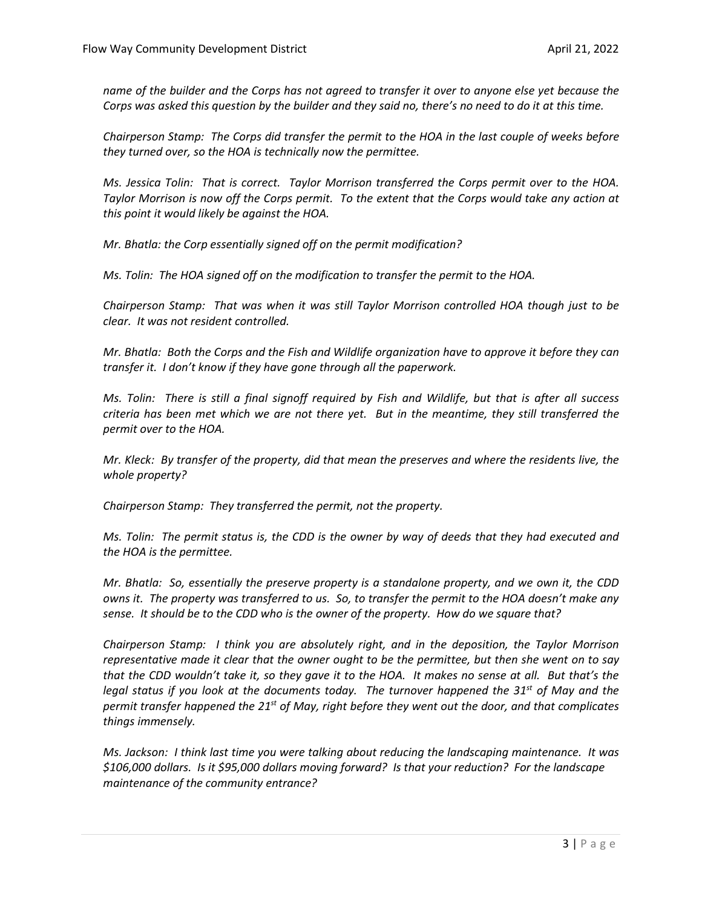*name of the builder and the Corps has not agreed to transfer it over to anyone else yet because the Corps was asked this question by the builder and they said no, there's no need to do it at this time.*

*Chairperson Stamp: The Corps did transfer the permit to the HOA in the last couple of weeks before they turned over, so the HOA is technically now the permittee.*

*Ms. Jessica Tolin: That is correct. Taylor Morrison transferred the Corps permit over to the HOA. Taylor Morrison is now off the Corps permit. To the extent that the Corps would take any action at this point it would likely be against the HOA.*

*Mr. Bhatla: the Corp essentially signed off on the permit modification?*

*Ms. Tolin: The HOA signed off on the modification to transfer the permit to the HOA.*

*Chairperson Stamp: That was when it was still Taylor Morrison controlled HOA though just to be clear. It was not resident controlled.*

*Mr. Bhatla: Both the Corps and the Fish and Wildlife organization have to approve it before they can transfer it. I don't know if they have gone through all the paperwork.*

*Ms. Tolin: There is still a final signoff required by Fish and Wildlife, but that is after all success criteria has been met which we are not there yet. But in the meantime, they still transferred the permit over to the HOA.*

*Mr. Kleck: By transfer of the property, did that mean the preserves and where the residents live, the whole property?*

*Chairperson Stamp: They transferred the permit, not the property.*

*Ms. Tolin: The permit status is, the CDD is the owner by way of deeds that they had executed and the HOA is the permittee.*

*Mr. Bhatla: So, essentially the preserve property is a standalone property, and we own it, the CDD owns it. The property was transferred to us. So, to transfer the permit to the HOA doesn't make any sense. It should be to the CDD who is the owner of the property. How do we square that?*

*Chairperson Stamp: I think you are absolutely right, and in the deposition, the Taylor Morrison representative made it clear that the owner ought to be the permittee, but then she went on to say that the CDD wouldn't take it, so they gave it to the HOA. It makes no sense at all. But that's the legal status if you look at the documents today. The turnover happened the 31st of May and the permit transfer happened the 21st of May, right before they went out the door, and that complicates things immensely.*

*Ms. Jackson: I think last time you were talking about reducing the landscaping maintenance. It was $106,000 dollars. Is it $95,000 dollars moving forward? Is that your reduction? For the landscape maintenance of the community entrance?*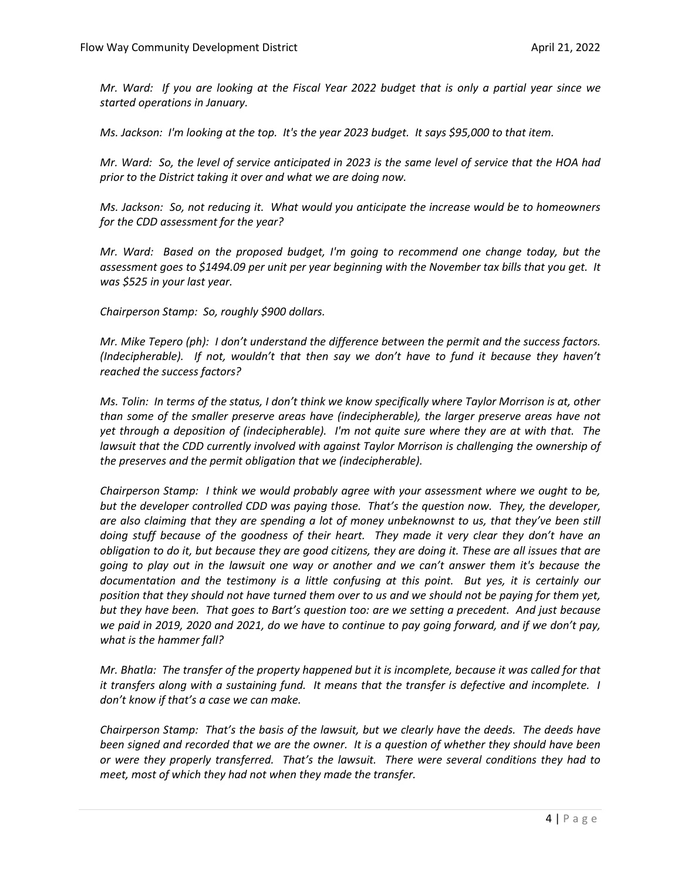*Mr. Ward: If you are looking at the Fiscal Year 2022 budget that is only a partial year since we started operations in January.*

*Ms. Jackson: I'm looking at the top. It's the year 2023 budget. It says $95,000 to that item.*

*Mr. Ward: So, the level of service anticipated in 2023 is the same level of service that the HOA had prior to the District taking it over and what we are doing now.*

*Ms. Jackson: So, not reducing it. What would you anticipate the increase would be to homeowners for the CDD assessment for the year?*

*Mr. Ward: Based on the proposed budget, I'm going to recommend one change today, but the assessment goes to $1494.09 per unit per year beginning with the November tax bills that you get. It was $525 in your last year.*

*Chairperson Stamp: So, roughly $900 dollars.*

*Mr. Mike Tepero (ph): I don't understand the difference between the permit and the success factors. (Indecipherable). If not, wouldn't that then say we don't have to fund it because they haven't reached the success factors?*

*Ms. Tolin: In terms of the status, I don't think we know specifically where Taylor Morrison is at, other than some of the smaller preserve areas have (indecipherable), the larger preserve areas have not yet through a deposition of (indecipherable). I'm not quite sure where they are at with that. The lawsuit that the CDD currently involved with against Taylor Morrison is challenging the ownership of the preserves and the permit obligation that we (indecipherable).*

*Chairperson Stamp: I think we would probably agree with your assessment where we ought to be, but the developer controlled CDD was paying those. That's the question now. They, the developer, are also claiming that they are spending a lot of money unbeknownst to us, that they've been still doing stuff because of the goodness of their heart. They made it very clear they don't have an obligation to do it, but because they are good citizens, they are doing it. These are all issues that are going to play out in the lawsuit one way or another and we can't answer them it's because the documentation and the testimony is a little confusing at this point. But yes, it is certainly our position that they should not have turned them over to us and we should not be paying for them yet, but they have been. That goes to Bart's question too: are we setting a precedent. And just because we paid in 2019, 2020 and 2021, do we have to continue to pay going forward, and if we don't pay, what is the hammer fall?*

*Mr. Bhatla: The transfer of the property happened but it is incomplete, because it was called for that it transfers along with a sustaining fund. It means that the transfer is defective and incomplete. I don't know if that's a case we can make.*

*Chairperson Stamp: That's the basis of the lawsuit, but we clearly have the deeds. The deeds have been signed and recorded that we are the owner. It is a question of whether they should have been or were they properly transferred. That's the lawsuit. There were several conditions they had to meet, most of which they had not when they made the transfer.*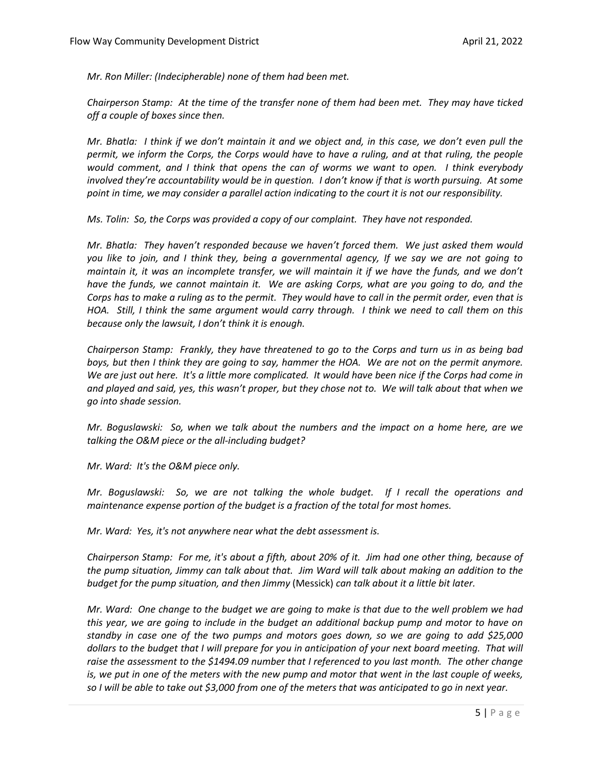*Mr. Ron Miller: (Indecipherable) none of them had been met.*

*Chairperson Stamp: At the time of the transfer none of them had been met. They may have ticked off a couple of boxes since then.*

*Mr. Bhatla: I think if we don't maintain it and we object and, in this case, we don't even pull the permit, we inform the Corps, the Corps would have to have a ruling, and at that ruling, the people would comment, and I think that opens the can of worms we want to open. I think everybody involved they're accountability would be in question. I don't know if that is worth pursuing. At some point in time, we may consider a parallel action indicating to the court it is not our responsibility.*

*Ms. Tolin: So, the Corps was provided a copy of our complaint. They have not responded.*

*Mr. Bhatla: They haven't responded because we haven't forced them. We just asked them would you like to join, and I think they, being a governmental agency, If we say we are not going to maintain it, it was an incomplete transfer, we will maintain it if we have the funds, and we don't have the funds, we cannot maintain it. We are asking Corps, what are you going to do, and the Corps has to make a ruling as to the permit. They would have to call in the permit order, even that is HOA. Still, I think the same argument would carry through. I think we need to call them on this because only the lawsuit, I don't think it is enough.*

*Chairperson Stamp: Frankly, they have threatened to go to the Corps and turn us in as being bad boys, but then I think they are going to say, hammer the HOA. We are not on the permit anymore. We are just out here. It's a little more complicated. It would have been nice if the Corps had come in and played and said, yes, this wasn't proper, but they chose not to. We will talk about that when we go into shade session.*

*Mr. Boguslawski: So, when we talk about the numbers and the impact on a home here, are we talking the O&M piece or the all-including budget?*

*Mr. Ward: It's the O&M piece only.*

*Mr. Boguslawski: So, we are not talking the whole budget. If I recall the operations and maintenance expense portion of the budget is a fraction of the total for most homes.*

*Mr. Ward: Yes, it's not anywhere near what the debt assessment is.*

*Chairperson Stamp: For me, it's about a fifth, about 20% of it. Jim had one other thing, because of the pump situation, Jimmy can talk about that. Jim Ward will talk about making an addition to the budget for the pump situation, and then Jimmy* (Messick) *can talk about it a little bit later.*

*Mr. Ward: One change to the budget we are going to make is that due to the well problem we had this year, we are going to include in the budget an additional backup pump and motor to have on standby in case one of the two pumps and motors goes down, so we are going to add $25,000 dollars to the budget that I will prepare for you in anticipation of your next board meeting. That will raise the assessment to the $1494.09 number that I referenced to you last month. The other change is, we put in one of the meters with the new pump and motor that went in the last couple of weeks, so I will be able to take out $3,000 from one of the meters that was anticipated to go in next year.*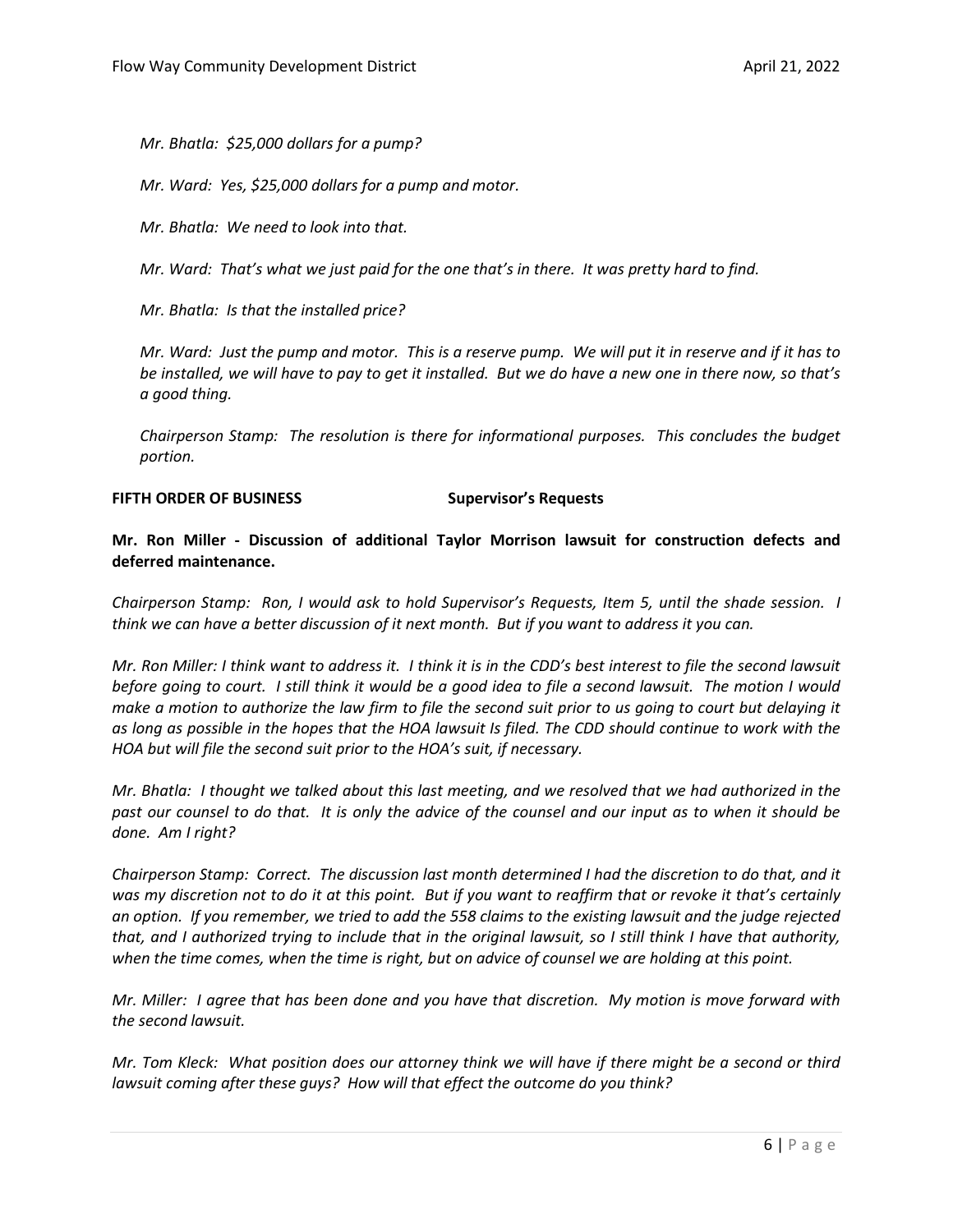*Mr. Bhatla: $25,000 dollars for a pump?*

*Mr. Ward: Yes, $25,000 dollars for a pump and motor.*

*Mr. Bhatla: We need to look into that.*

*Mr. Ward: That's what we just paid for the one that's in there. It was pretty hard to find.*

*Mr. Bhatla: Is that the installed price?*

*Mr. Ward: Just the pump and motor. This is a reserve pump. We will put it in reserve and if it has to be installed, we will have to pay to get it installed. But we do have a new one in there now, so that's a good thing.*

*Chairperson Stamp: The resolution is there for informational purposes. This concludes the budget portion.*

**FIFTH ORDER OF BUSINESS Supervisor's Requests**

**Mr. Ron Miller - Discussion of additional Taylor Morrison lawsuit for construction defects and deferred maintenance.**

*Chairperson Stamp: Ron, I would ask to hold Supervisor's Requests, Item 5, until the shade session. I think we can have a better discussion of it next month. But if you want to address it you can.*

*Mr. Ron Miller: I think want to address it. I think it is in the CDD's best interest to file the second lawsuit before going to court. I still think it would be a good idea to file a second lawsuit. The motion I would make a motion to authorize the law firm to file the second suit prior to us going to court but delaying it as long as possible in the hopes that the HOA lawsuit Is filed. The CDD should continue to work with the HOA but will file the second suit prior to the HOA's suit, if necessary.*

*Mr. Bhatla: I thought we talked about this last meeting, and we resolved that we had authorized in the past our counsel to do that. It is only the advice of the counsel and our input as to when it should be done. Am I right?*

*Chairperson Stamp: Correct. The discussion last month determined I had the discretion to do that, and it was my discretion not to do it at this point. But if you want to reaffirm that or revoke it that's certainly an option. If you remember, we tried to add the 558 claims to the existing lawsuit and the judge rejected that, and I authorized trying to include that in the original lawsuit, so I still think I have that authority, when the time comes, when the time is right, but on advice of counsel we are holding at this point.*

*Mr. Miller: I agree that has been done and you have that discretion. My motion is move forward with the second lawsuit.*

*Mr. Tom Kleck: What position does our attorney think we will have if there might be a second or third lawsuit coming after these guys? How will that effect the outcome do you think?*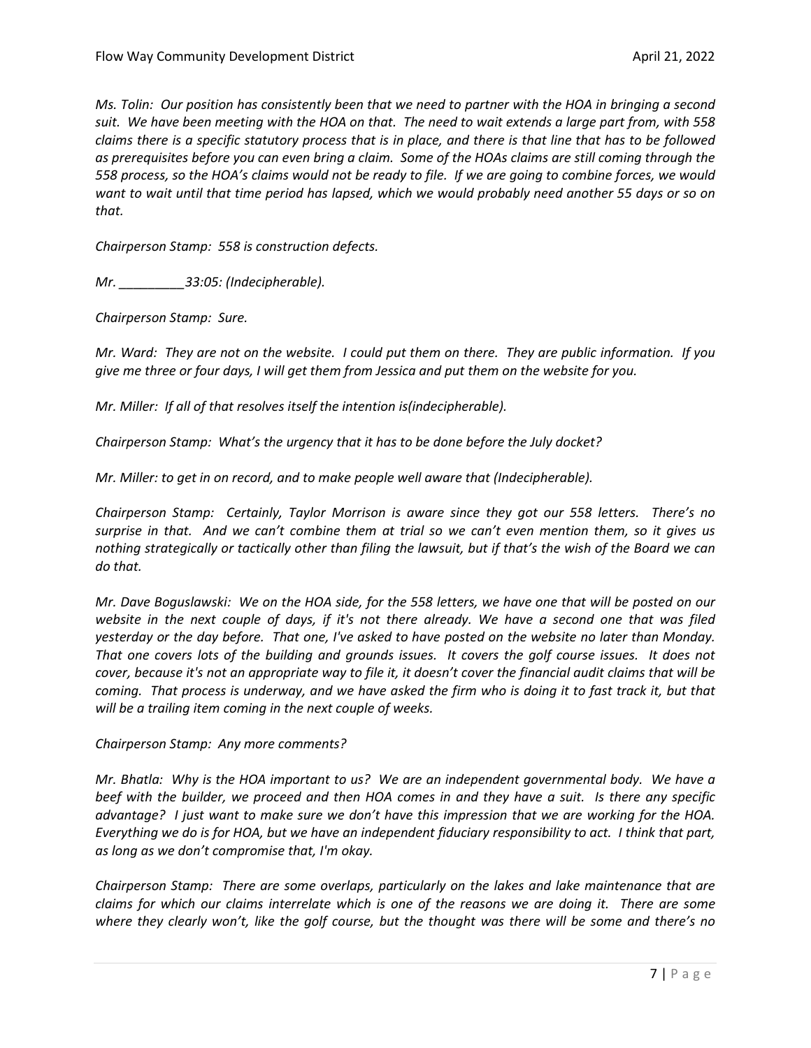*Ms. Tolin: Our position has consistently been that we need to partner with the HOA in bringing a second suit. We have been meeting with the HOA on that. The need to wait extends a large part from, with 558 claims there is a specific statutory process that is in place, and there is that line that has to be followed as prerequisites before you can even bring a claim. Some of the HOAs claims are still coming through the 558 process, so the HOA's claims would not be ready to file. If we are going to combine forces, we would want to wait until that time period has lapsed, which we would probably need another 55 days or so on that.*

*Chairperson Stamp: 558 is construction defects.*

*Mr. _________33:05: (Indecipherable).*

*Chairperson Stamp: Sure.*

*Mr. Ward: They are not on the website. I could put them on there. They are public information. If you give me three or four days, I will get them from Jessica and put them on the website for you.*

*Mr. Miller: If all of that resolves itself the intention is(indecipherable).*

*Chairperson Stamp: What's the urgency that it has to be done before the July docket?*

*Mr. Miller: to get in on record, and to make people well aware that (Indecipherable).*

*Chairperson Stamp: Certainly, Taylor Morrison is aware since they got our 558 letters. There's no surprise in that. And we can't combine them at trial so we can't even mention them, so it gives us nothing strategically or tactically other than filing the lawsuit, but if that's the wish of the Board we can do that.*

*Mr. Dave Boguslawski: We on the HOA side, for the 558 letters, we have one that will be posted on our website in the next couple of days, if it's not there already. We have a second one that was filed yesterday or the day before. That one, I've asked to have posted on the website no later than Monday. That one covers lots of the building and grounds issues. It covers the golf course issues. It does not cover, because it's not an appropriate way to file it, it doesn't cover the financial audit claims that will be coming. That process is underway, and we have asked the firm who is doing it to fast track it, but that will be a trailing item coming in the next couple of weeks.*

*Chairperson Stamp: Any more comments?*

*Mr. Bhatla: Why is the HOA important to us? We are an independent governmental body. We have a beef with the builder, we proceed and then HOA comes in and they have a suit. Is there any specific advantage? I just want to make sure we don't have this impression that we are working for the HOA. Everything we do is for HOA, but we have an independent fiduciary responsibility to act. I think that part, as long as we don't compromise that, I'm okay.*

*Chairperson Stamp: There are some overlaps, particularly on the lakes and lake maintenance that are claims for which our claims interrelate which is one of the reasons we are doing it. There are some where they clearly won't, like the golf course, but the thought was there will be some and there's no*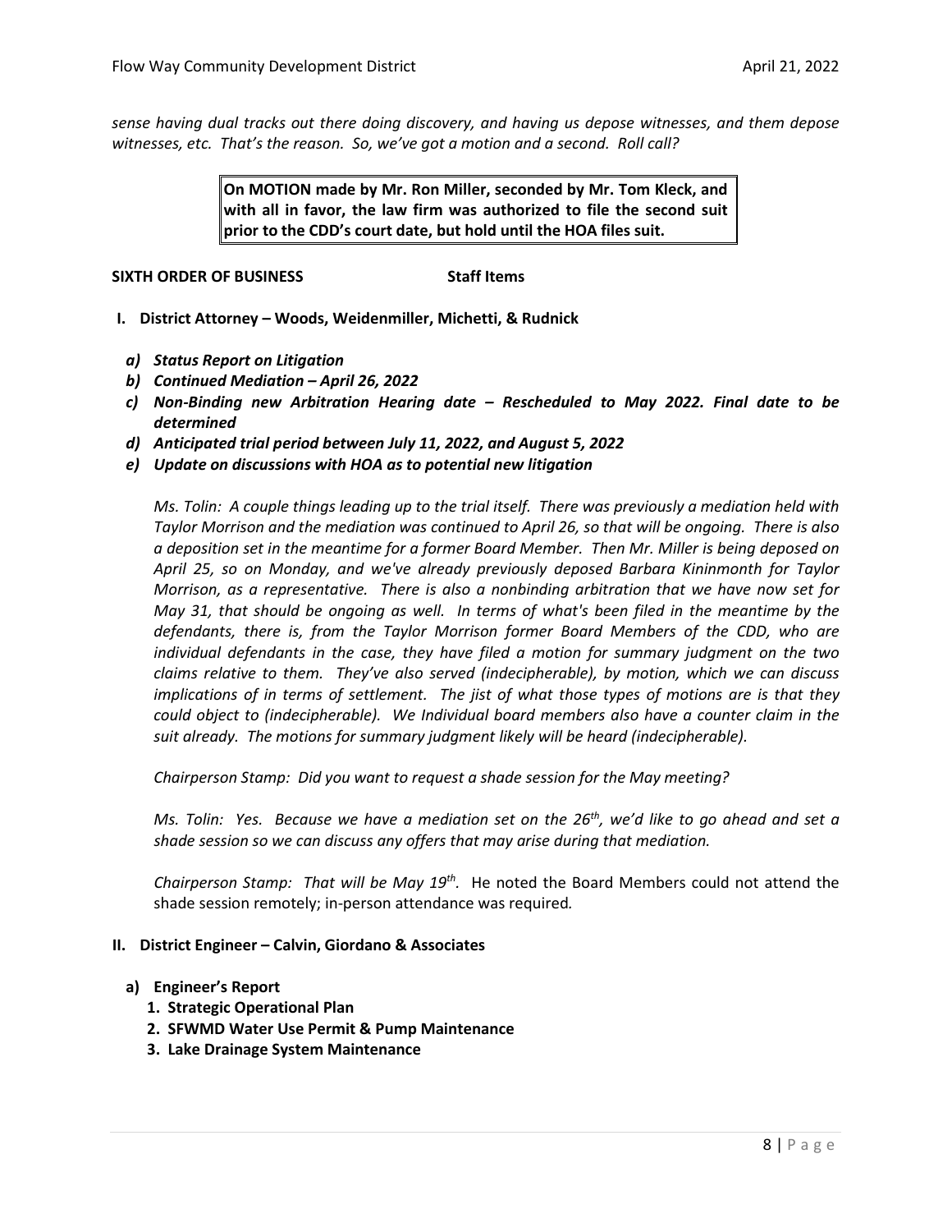*sense having dual tracks out there doing discovery, and having us depose witnesses, and them depose witnesses, etc. That's the reason. So, we've got a motion and a second. Roll call?*

> **On MOTION made by Mr. Ron Miller, seconded by Mr. Tom Kleck, and with all in favor, the law firm was authorized to file the second suit prior to the CDD's court date, but hold until the HOA files suit.**

**SIXTH ORDER OF BUSINESS Staff Items**

**I. District Attorney – Woods, Weidenmiller, Michetti, & Rudnick**

- ***a) Status Report on Litigation***
- ***b) Continued Mediation – April 26, 2022***
- ***c) Non-Binding new Arbitration Hearing date – Rescheduled to May 2022. Final date to be determined***
- ***d) Anticipated trial period between July 11, 2022, and August 5, 2022***
- ***e) Update on discussions with HOA as to potential new litigation***

*Ms. Tolin: A couple things leading up to the trial itself. There was previously a mediation held with Taylor Morrison and the mediation was continued to April 26, so that will be ongoing. There is also a deposition set in the meantime for a former Board Member. Then Mr. Miller is being deposed on April 25, so on Monday, and we've already previously deposed Barbara Kininmonth for Taylor Morrison, as a representative. There is also a nonbinding arbitration that we have now set for May 31, that should be ongoing as well. In terms of what's been filed in the meantime by the defendants, there is, from the Taylor Morrison former Board Members of the CDD, who are individual defendants in the case, they have filed a motion for summary judgment on the two claims relative to them. They've also served (indecipherable), by motion, which we can discuss implications of in terms of settlement. The jist of what those types of motions are is that they could object to (indecipherable). We Individual board members also have a counter claim in the suit already. The motions for summary judgment likely will be heard (indecipherable).*

*Chairperson Stamp: Did you want to request a shade session for the May meeting?*

*Ms. Tolin: Yes. Because we have a mediation set on the 26th, we'd like to go ahead and set a shade session so we can discuss any offers that may arise during that mediation.*

*Chairperson Stamp: That will be May 19th.* He noted the Board Members could not attend the shade session remotely; in-person attendance was required*.*

**II. District Engineer – Calvin, Giordano & Associates**

- **a) Engineer's Report**
  1. **Strategic Operational Plan**
  2. **SFWMD Water Use Permit & Pump Maintenance**
  3. **Lake Drainage System Maintenance**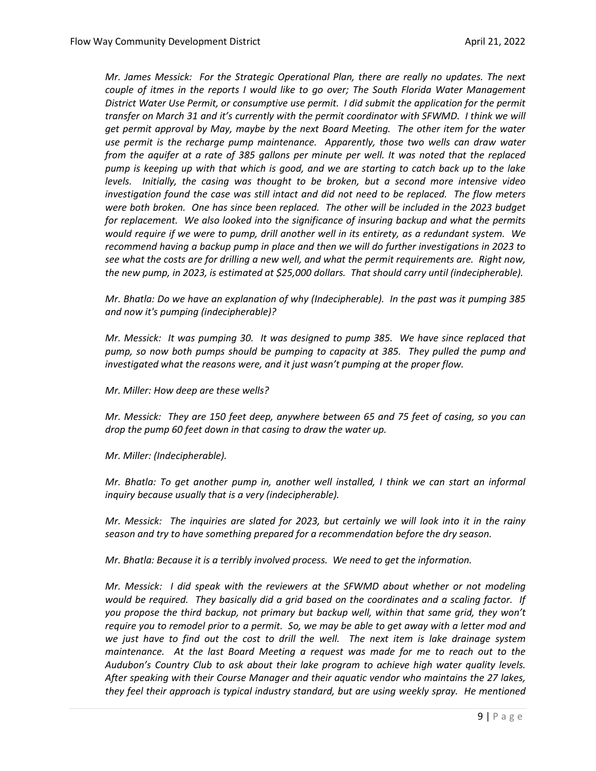*Mr. James Messick: For the Strategic Operational Plan, there are really no updates. The next couple of itmes in the reports I would like to go over; The South Florida Water Management District Water Use Permit, or consumptive use permit. I did submit the application for the permit transfer on March 31 and it's currently with the permit coordinator with SFWMD. I think we will get permit approval by May, maybe by the next Board Meeting. The other item for the water use permit is the recharge pump maintenance. Apparently, those two wells can draw water from the aquifer at a rate of 385 gallons per minute per well. It was noted that the replaced pump is keeping up with that which is good, and we are starting to catch back up to the lake levels. Initially, the casing was thought to be broken, but a second more intensive video investigation found the case was still intact and did not need to be replaced. The flow meters were both broken. One has since been replaced. The other will be included in the 2023 budget for replacement. We also looked into the significance of insuring backup and what the permits would require if we were to pump, drill another well in its entirety, as a redundant system. We recommend having a backup pump in place and then we will do further investigations in 2023 to see what the costs are for drilling a new well, and what the permit requirements are. Right now, the new pump, in 2023, is estimated at $25,000 dollars. That should carry until (indecipherable).*

*Mr. Bhatla: Do we have an explanation of why (Indecipherable). In the past was it pumping 385 and now it's pumping (indecipherable)?*

*Mr. Messick: It was pumping 30. It was designed to pump 385. We have since replaced that pump, so now both pumps should be pumping to capacity at 385. They pulled the pump and investigated what the reasons were, and it just wasn't pumping at the proper flow.*

*Mr. Miller: How deep are these wells?*

*Mr. Messick: They are 150 feet deep, anywhere between 65 and 75 feet of casing, so you can drop the pump 60 feet down in that casing to draw the water up.*

*Mr. Miller: (Indecipherable).*

*Mr. Bhatla: To get another pump in, another well installed, I think we can start an informal inquiry because usually that is a very (indecipherable).*

*Mr. Messick: The inquiries are slated for 2023, but certainly we will look into it in the rainy season and try to have something prepared for a recommendation before the dry season.*

*Mr. Bhatla: Because it is a terribly involved process. We need to get the information.*

*Mr. Messick: I did speak with the reviewers at the SFWMD about whether or not modeling would be required. They basically did a grid based on the coordinates and a scaling factor. If you propose the third backup, not primary but backup well, within that same grid, they won't require you to remodel prior to a permit. So, we may be able to get away with a letter mod and we just have to find out the cost to drill the well. The next item is lake drainage system maintenance. At the last Board Meeting a request was made for me to reach out to the Audubon's Country Club to ask about their lake program to achieve high water quality levels. After speaking with their Course Manager and their aquatic vendor who maintains the 27 lakes, they feel their approach is typical industry standard, but are using weekly spray. He mentioned*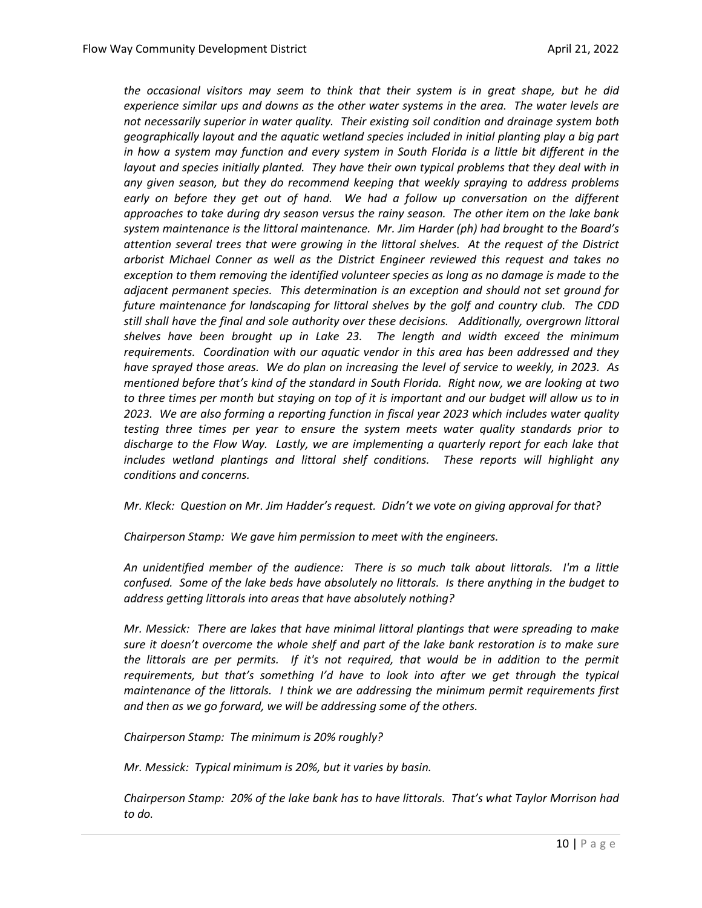*the occasional visitors may seem to think that their system is in great shape, but he did experience similar ups and downs as the other water systems in the area. The water levels are not necessarily superior in water quality. Their existing soil condition and drainage system both geographically layout and the aquatic wetland species included in initial planting play a big part in how a system may function and every system in South Florida is a little bit different in the layout and species initially planted. They have their own typical problems that they deal with in any given season, but they do recommend keeping that weekly spraying to address problems early on before they get out of hand. We had a follow up conversation on the different approaches to take during dry season versus the rainy season. The other item on the lake bank system maintenance is the littoral maintenance. Mr. Jim Harder (ph) had brought to the Board's attention several trees that were growing in the littoral shelves. At the request of the District arborist Michael Conner as well as the District Engineer reviewed this request and takes no exception to them removing the identified volunteer species as long as no damage is made to the adjacent permanent species. This determination is an exception and should not set ground for future maintenance for landscaping for littoral shelves by the golf and country club. The CDD still shall have the final and sole authority over these decisions. Additionally, overgrown littoral shelves have been brought up in Lake 23. The length and width exceed the minimum requirements. Coordination with our aquatic vendor in this area has been addressed and they have sprayed those areas. We do plan on increasing the level of service to weekly, in 2023. As mentioned before that's kind of the standard in South Florida. Right now, we are looking at two to three times per month but staying on top of it is important and our budget will allow us to in 2023. We are also forming a reporting function in fiscal year 2023 which includes water quality testing three times per year to ensure the system meets water quality standards prior to discharge to the Flow Way. Lastly, we are implementing a quarterly report for each lake that includes wetland plantings and littoral shelf conditions. These reports will highlight any conditions and concerns.*

*Mr. Kleck: Question on Mr. Jim Hadder's request. Didn't we vote on giving approval for that?*

*Chairperson Stamp: We gave him permission to meet with the engineers.*

*An unidentified member of the audience: There is so much talk about littorals. I'm a little confused. Some of the lake beds have absolutely no littorals. Is there anything in the budget to address getting littorals into areas that have absolutely nothing?*

*Mr. Messick: There are lakes that have minimal littoral plantings that were spreading to make sure it doesn't overcome the whole shelf and part of the lake bank restoration is to make sure the littorals are per permits. If it's not required, that would be in addition to the permit requirements, but that's something I'd have to look into after we get through the typical maintenance of the littorals. I think we are addressing the minimum permit requirements first and then as we go forward, we will be addressing some of the others.*

*Chairperson Stamp: The minimum is 20% roughly?*

*Mr. Messick: Typical minimum is 20%, but it varies by basin.*

*Chairperson Stamp: 20% of the lake bank has to have littorals. That's what Taylor Morrison had to do.*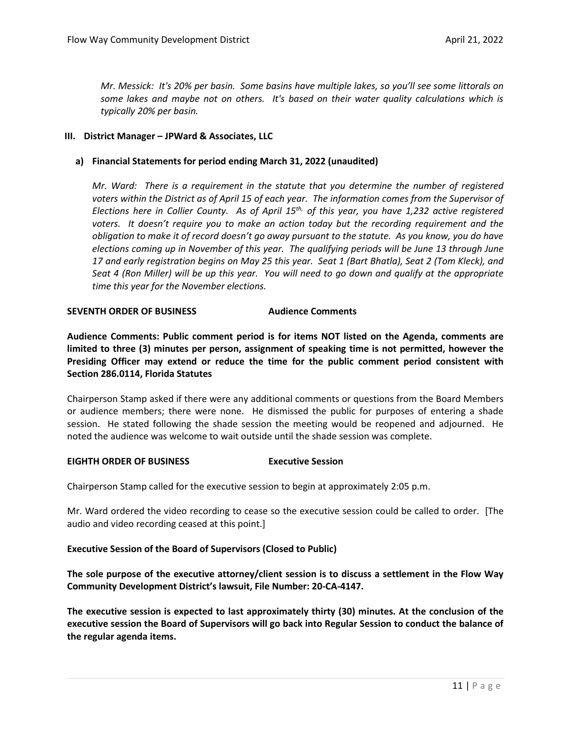*Mr. Messick: It's 20% per basin. Some basins have multiple lakes, so you'll see some littorals on some lakes and maybe not on others. It's based on their water quality calculations which is typically 20% per basin.*

**III. District Manager – JPWard & Associates, LLC**

**a) Financial Statements for period ending March 31, 2022 (unaudited)**

*Mr. Ward: There is a requirement in the statute that you determine the number of registered voters within the District as of April 15 of each year. The information comes from the Supervisor of Elections here in Collier County. As of April 15th, of this year, you have 1,232 active registered voters. It doesn't require you to make an action today but the recording requirement and the obligation to make it of record doesn't go away pursuant to the statute. As you know, you do have elections coming up in November of this year. The qualifying periods will be June 13 through June 17 and early registration begins on May 25 this year. Seat 1 (Bart Bhatla), Seat 2 (Tom Kleck), and Seat 4 (Ron Miller) will be up this year. You will need to go down and qualify at the appropriate time this year for the November elections.*

**SEVENTH ORDER OF BUSINESS** **Audience Comments**

**Audience Comments: Public comment period is for items NOT listed on the Agenda, comments are limited to three (3) minutes per person, assignment of speaking time is not permitted, however the Presiding Officer may extend or reduce the time for the public comment period consistent with Section 286.0114, Florida Statutes**

Chairperson Stamp asked if there were any additional comments or questions from the Board Members or audience members; there were none. He dismissed the public for purposes of entering a shade session. He stated following the shade session the meeting would be reopened and adjourned. He noted the audience was welcome to wait outside until the shade session was complete.

**EIGHTH ORDER OF BUSINESS** **Executive Session**

Chairperson Stamp called for the executive session to begin at approximately 2:05 p.m.

Mr. Ward ordered the video recording to cease so the executive session could be called to order. [The audio and video recording ceased at this point.]

**Executive Session of the Board of Supervisors (Closed to Public)**

**The sole purpose of the executive attorney/client session is to discuss a settlement in the Flow Way Community Development District's lawsuit, File Number: 20-CA-4147.**

**The executive session is expected to last approximately thirty (30) minutes. At the conclusion of the executive session the Board of Supervisors will go back into Regular Session to conduct the balance of the regular agenda items.**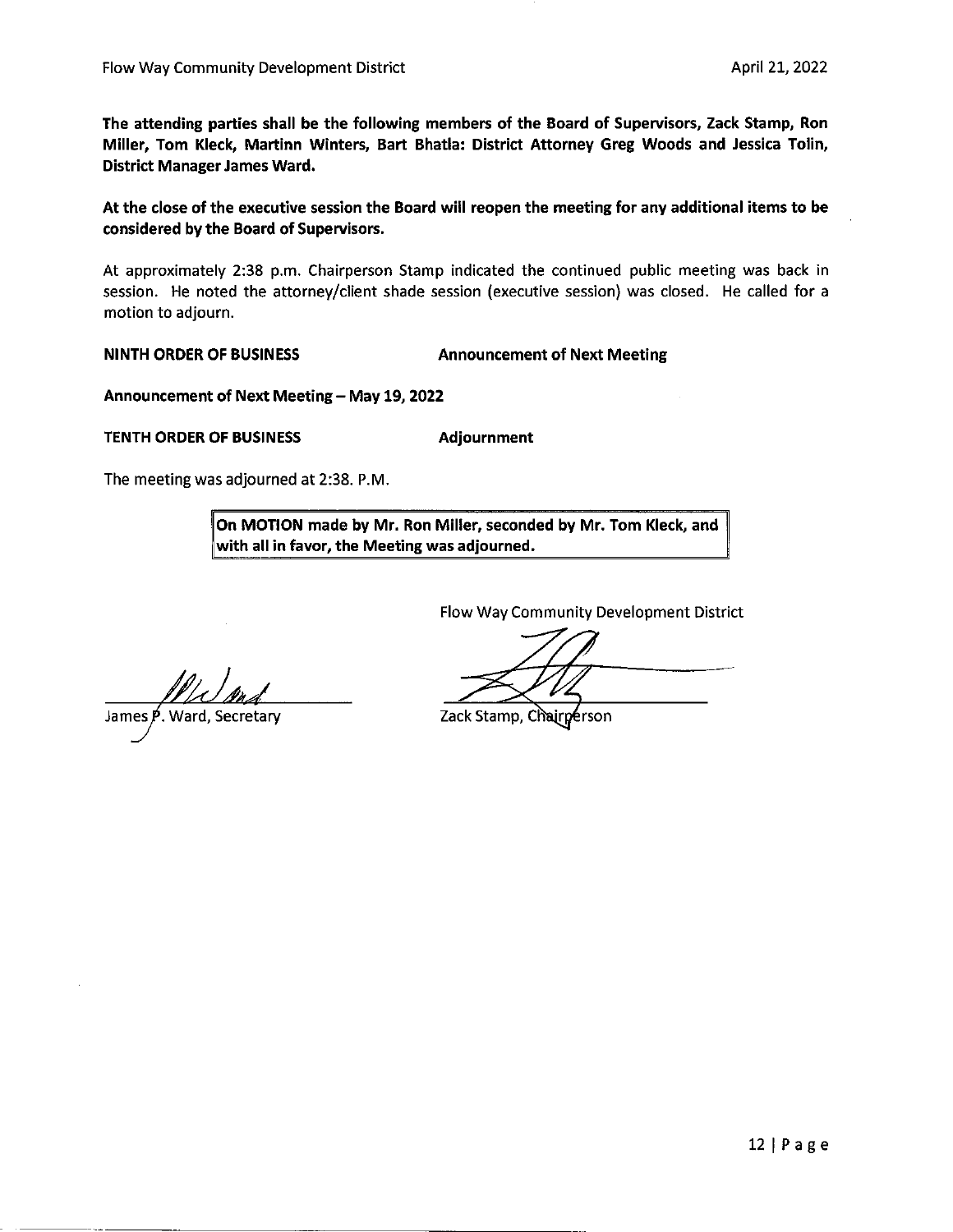**The attending parties shall be the following members of the Board of Supervisors, Zack Stamp, Ron Miller, Tom Kleck, Martinn Winters, Bart Bhatla: District Attorney Greg Woods and Jessica Tolin, District Manager James Ward.**

**At the close of the executive session the Board will reopen the meeting for any additional items to be considered by the Board of Supervisors.**

At approximately 2:38 p.m. Chairperson Stamp indicated the continued public meeting was back in session. He noted the attorney/client shade session (executive session) was closed. He called for a motion to adjourn.

**NINTH ORDER OF BUSINESS** **Announcement of Next Meeting**

**Announcement of Next Meeting – May 19, 2022**

**TENTH ORDER OF BUSINESS** **Adjournment**

The meeting was adjourned at 2:38. P.M.

**On MOTION made by Mr. Ron Miller, seconded by Mr. Tom Kleck, and with all in favor, the Meeting was adjourned.**

Flow Way Community Development District

James P. Ward, Secretary

Zack Stamp, Chairperson